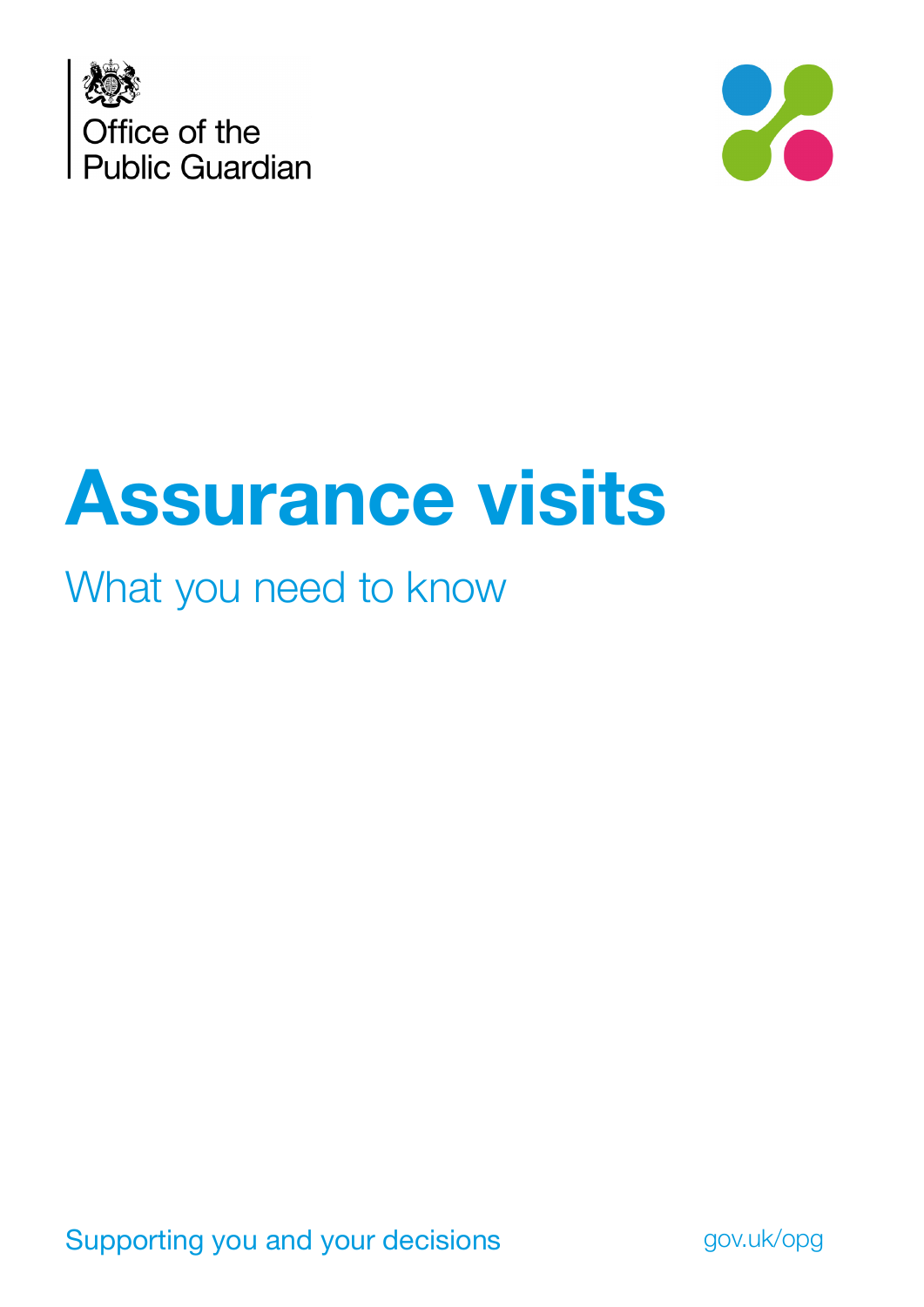Office of the Public Guardian

# Assurance visits

## What you need to know

Supporting you and your decisions

gov.uk/opg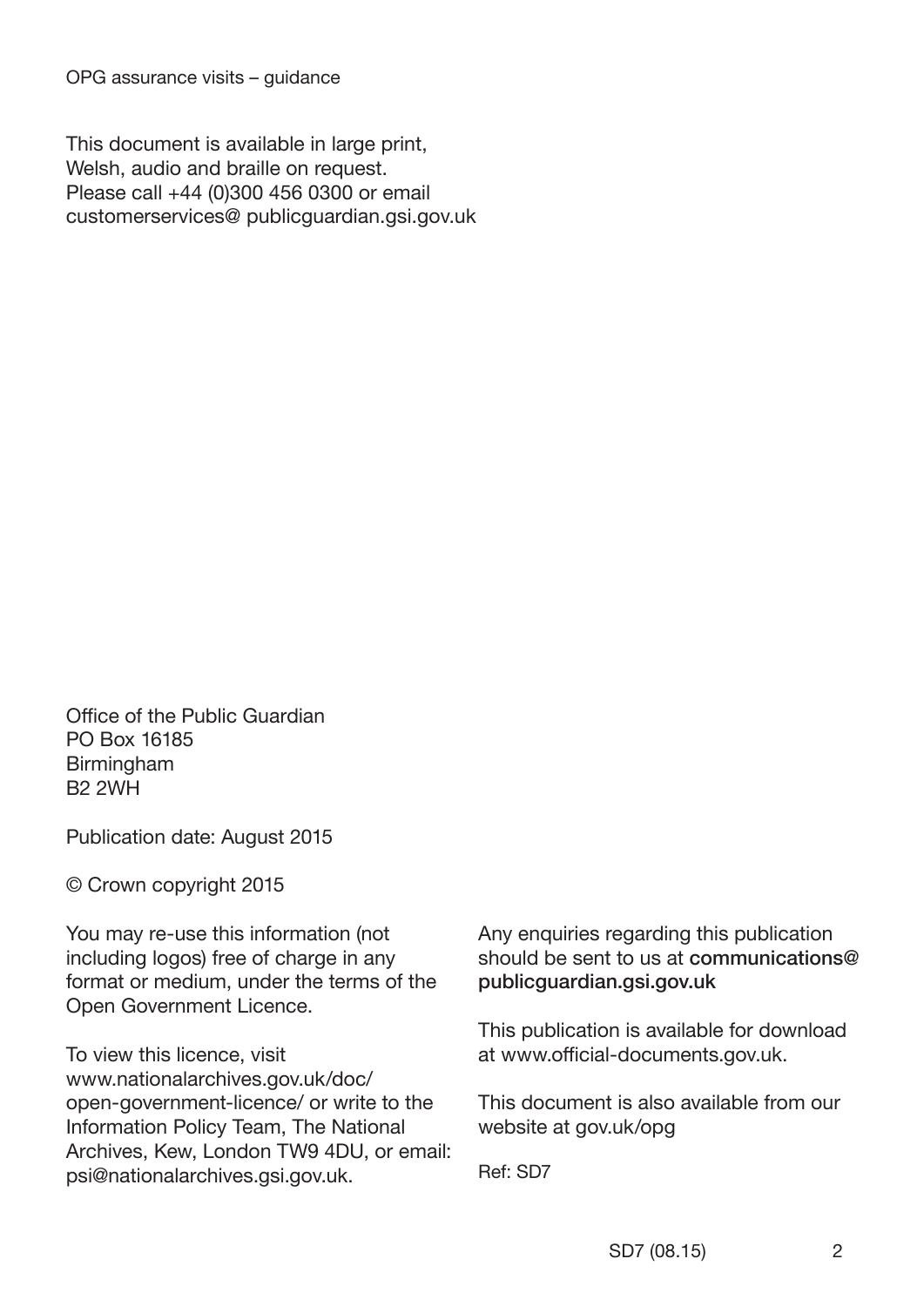This document is available in large print, Welsh, audio and braille on request. Please call +44 (0)300 456 0300 or email customerservices@ publicguardian.gsi.gov.uk

Office of the Public Guardian
PO Box 16185
Birmingham
B2 2WH

Publication date: August 2015

© Crown copyright 2015

You may re-use this information (not including logos) free of charge in any format or medium, under the terms of the Open Government Licence.

To view this licence, visit www.nationalarchives.gov.uk/doc/open-government-licence/ or write to the Information Policy Team, The National Archives, Kew, London TW9 4DU, or email: psi@nationalarchives.gsi.gov.uk.

Any enquiries regarding this publication should be sent to us at **communications@publicguardian.gsi.gov.uk**

This publication is available for download at www.official-documents.gov.uk.

This document is also available from our website at gov.uk/opg

Ref: SD7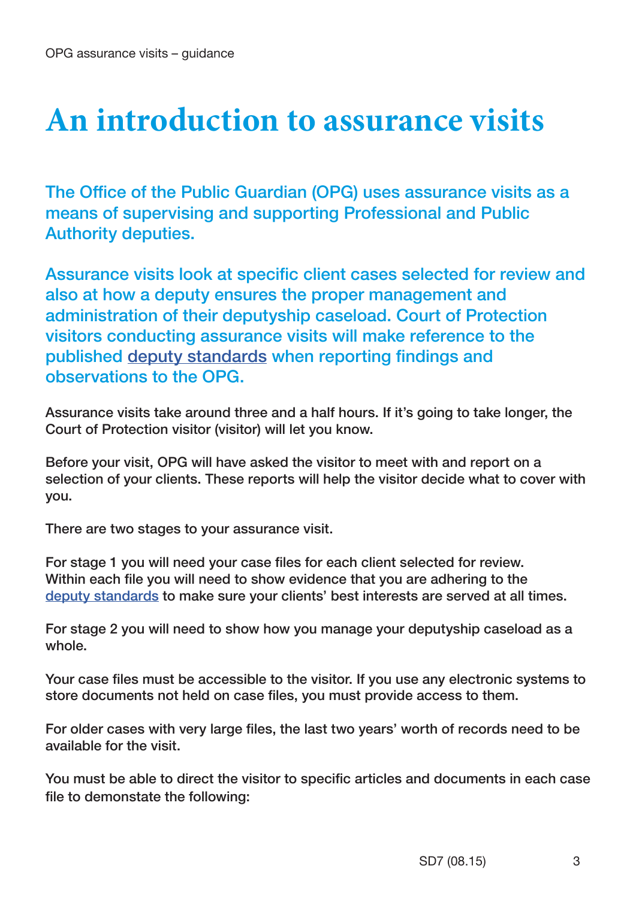# An introduction to assurance visits

The Office of the Public Guardian (OPG) uses assurance visits as a means of supervising and supporting Professional and Public Authority deputies.

Assurance visits look at specific client cases selected for review and also at how a deputy ensures the proper management and administration of their deputyship caseload. Court of Protection visitors conducting assurance visits will make reference to the published deputy standards when reporting findings and observations to the OPG.

Assurance visits take around three and a half hours. If it's going to take longer, the Court of Protection visitor (visitor) will let you know.

Before your visit, OPG will have asked the visitor to meet with and report on a selection of your clients. These reports will help the visitor decide what to cover with you.

There are two stages to your assurance visit.

For stage 1 you will need your case files for each client selected for review. Within each file you will need to show evidence that you are adhering to the deputy standards to make sure your clients' best interests are served at all times.

For stage 2 you will need to show how you manage your deputyship caseload as a whole.

Your case files must be accessible to the visitor. If you use any electronic systems to store documents not held on case files, you must provide access to them.

For older cases with very large files, the last two years' worth of records need to be available for the visit.

You must be able to direct the visitor to specific articles and documents in each case file to demonstate the following: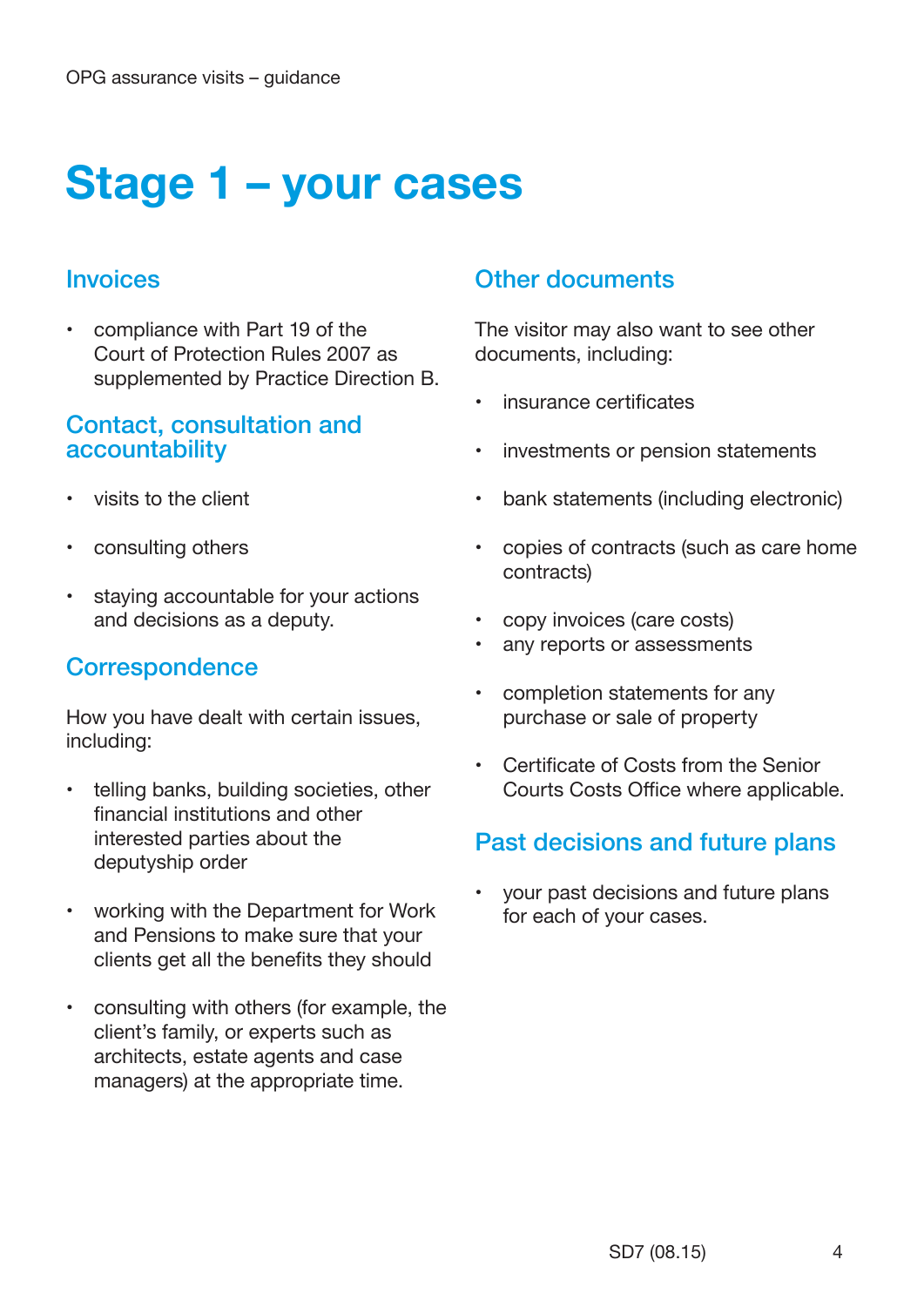# Stage 1 – your cases

## Invoices

- compliance with Part 19 of the Court of Protection Rules 2007 as supplemented by Practice Direction B.

## Contact, consultation and accountability

- visits to the client
- consulting others
- staying accountable for your actions and decisions as a deputy.

## Correspondence

How you have dealt with certain issues, including:

- telling banks, building societies, other financial institutions and other interested parties about the deputyship order
- working with the Department for Work and Pensions to make sure that your clients get all the benefits they should
- consulting with others (for example, the client's family, or experts such as architects, estate agents and case managers) at the appropriate time.

## Other documents

The visitor may also want to see other documents, including:

- insurance certificates
- investments or pension statements
- bank statements (including electronic)
- copies of contracts (such as care home contracts)
- copy invoices (care costs)
- any reports or assessments
- completion statements for any purchase or sale of property
- Certificate of Costs from the Senior Courts Costs Office where applicable.

## Past decisions and future plans

- your past decisions and future plans for each of your cases.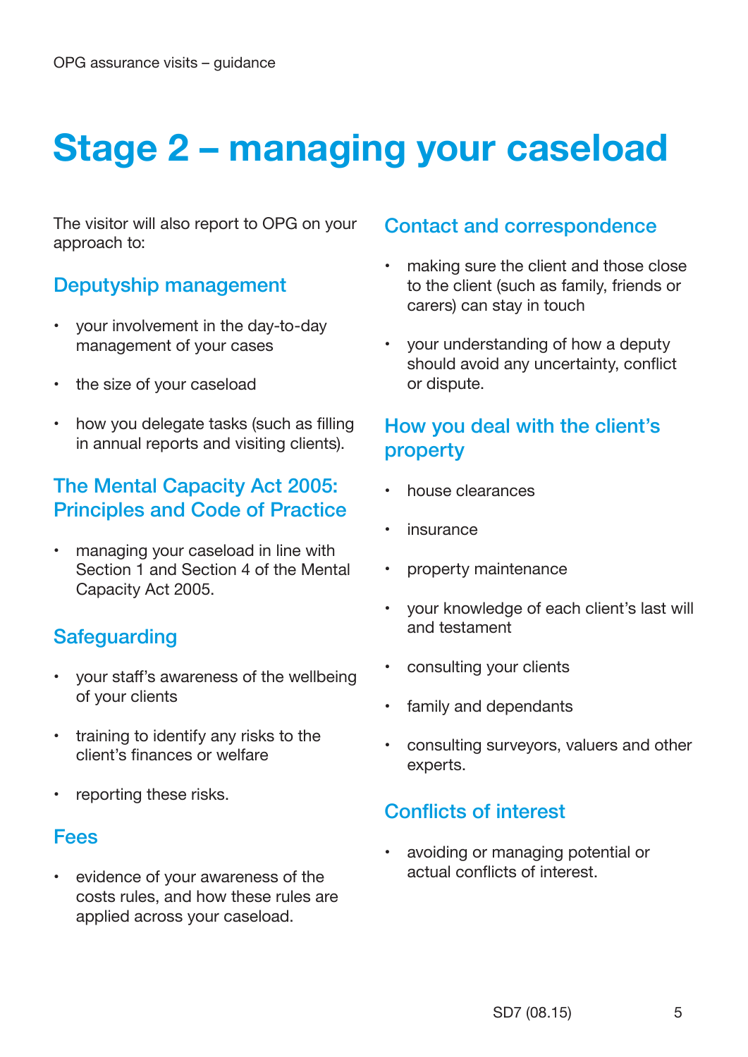# Stage 2 – managing your caseload

The visitor will also report to OPG on your approach to:

## Deputyship management

- your involvement in the day-to-day management of your cases
- the size of your caseload
- how you delegate tasks (such as filling in annual reports and visiting clients).

## The Mental Capacity Act 2005: Principles and Code of Practice

- managing your caseload in line with Section 1 and Section 4 of the Mental Capacity Act 2005.

## Safeguarding

- your staff's awareness of the wellbeing of your clients
- training to identify any risks to the client's finances or welfare
- reporting these risks.

## Fees

- evidence of your awareness of the costs rules, and how these rules are applied across your caseload.

## Contact and correspondence

- making sure the client and those close to the client (such as family, friends or carers) can stay in touch
- your understanding of how a deputy should avoid any uncertainty, conflict or dispute.

## How you deal with the client's property

- house clearances
- insurance
- property maintenance
- your knowledge of each client's last will and testament
- consulting your clients
- family and dependants
- consulting surveyors, valuers and other experts.

## Conflicts of interest

- avoiding or managing potential or actual conflicts of interest.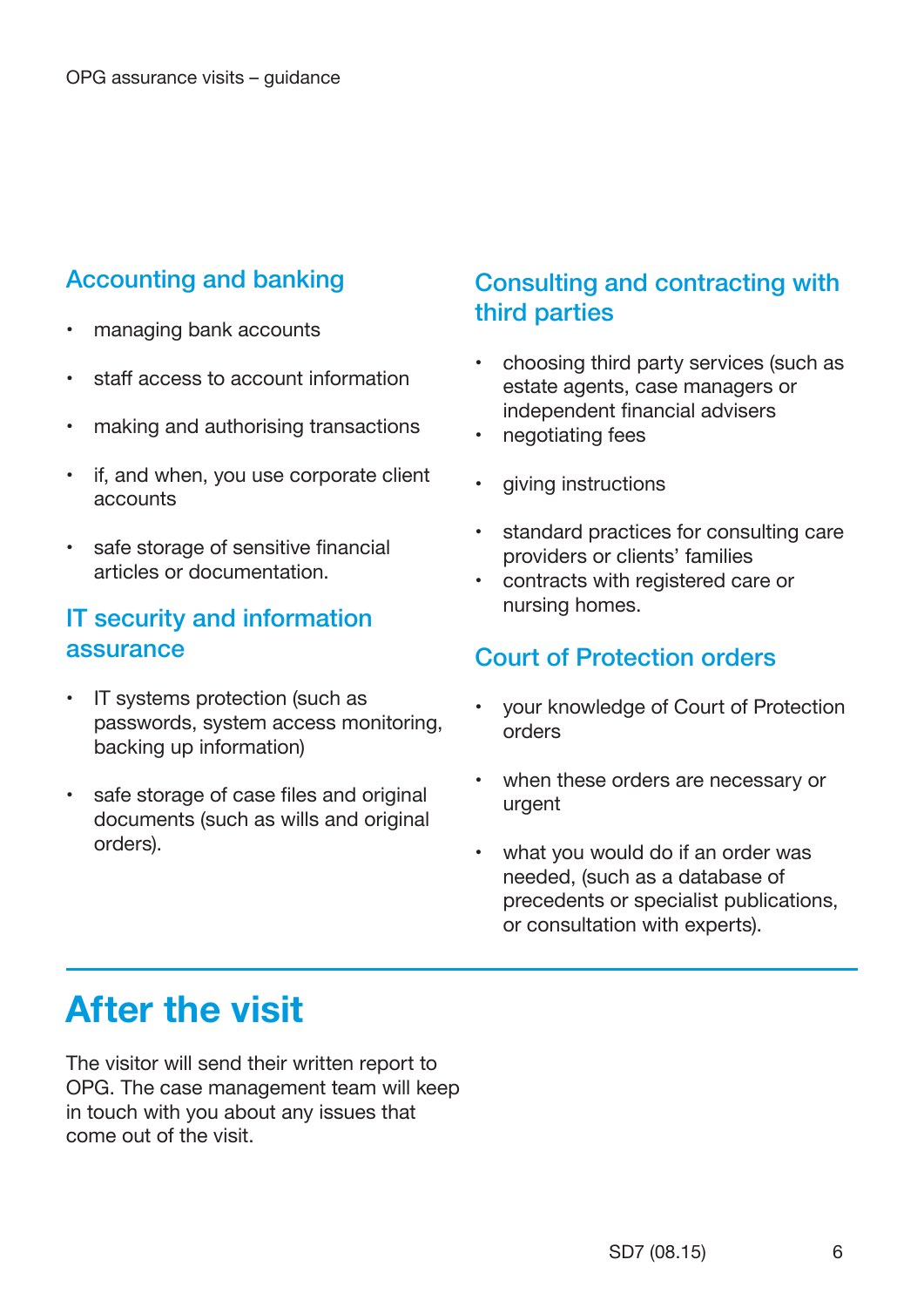### Accounting and banking

- managing bank accounts
- staff access to account information
- making and authorising transactions
- if, and when, you use corporate client accounts
- safe storage of sensitive financial articles or documentation.

### IT security and information assurance

- IT systems protection (such as passwords, system access monitoring, backing up information)
- safe storage of case files and original documents (such as wills and original orders).

### Consulting and contracting with third parties

- choosing third party services (such as estate agents, case managers or independent financial advisers
- negotiating fees
- giving instructions
- standard practices for consulting care providers or clients' families
- contracts with registered care or nursing homes.

### Court of Protection orders

- your knowledge of Court of Protection orders
- when these orders are necessary or urgent
- what you would do if an order was needed, (such as a database of precedents or specialist publications, or consultation with experts).

## After the visit

The visitor will send their written report to OPG. The case management team will keep in touch with you about any issues that come out of the visit.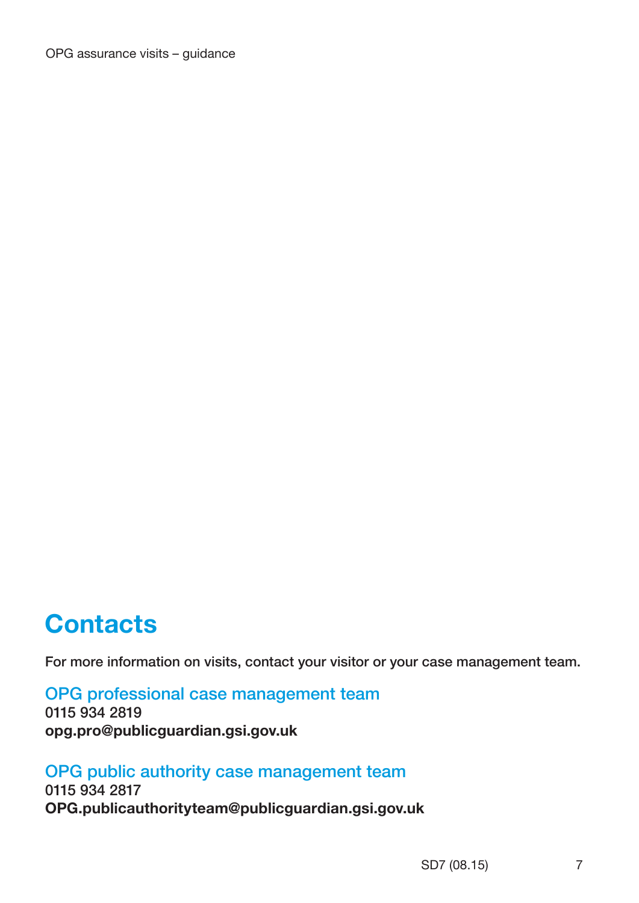# Contacts

For more information on visits, contact your visitor or your case management team.

## OPG professional case management team

0115 934 2819
**opg.pro@publicguardian.gsi.gov.uk**

## OPG public authority case management team

0115 934 2817
**OPG.publicauthorityteam@publicguardian.gsi.gov.uk**

SD7 (08.15)